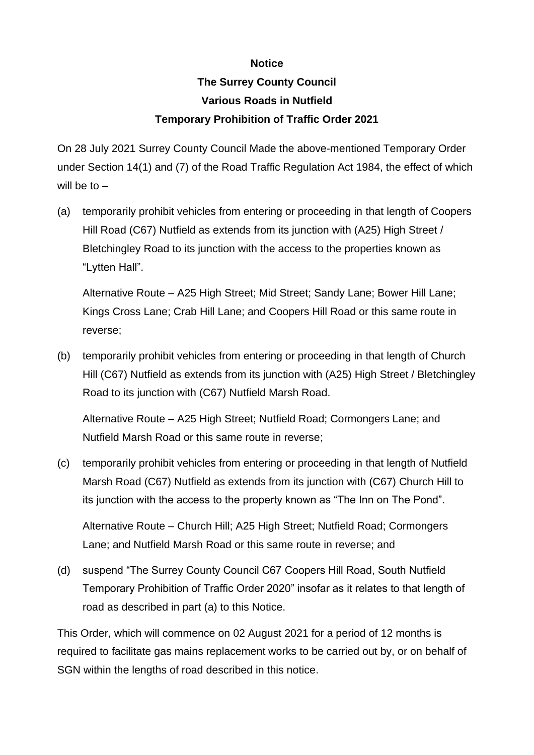**Notice**

**The Surrey County Council**

**Various Roads in Nutfield**

**Temporary Prohibition of Traffic Order 2021**

On 28 July 2021 Surrey County Council Made the above-mentioned Temporary Order under Section 14(1) and (7) of the Road Traffic Regulation Act 1984, the effect of which will be to –

(a) temporarily prohibit vehicles from entering or proceeding in that length of Coopers Hill Road (C67) Nutfield as extends from its junction with (A25) High Street / Bletchingley Road to its junction with the access to the properties known as "Lytten Hall".

Alternative Route – A25 High Street; Mid Street; Sandy Lane; Bower Hill Lane; Kings Cross Lane; Crab Hill Lane; and Coopers Hill Road or this same route in reverse;

(b) temporarily prohibit vehicles from entering or proceeding in that length of Church Hill (C67) Nutfield as extends from its junction with (A25) High Street / Bletchingley Road to its junction with (C67) Nutfield Marsh Road.

Alternative Route – A25 High Street; Nutfield Road; Cormongers Lane; and Nutfield Marsh Road or this same route in reverse;

(c) temporarily prohibit vehicles from entering or proceeding in that length of Nutfield Marsh Road (C67) Nutfield as extends from its junction with (C67) Church Hill to its junction with the access to the property known as "The Inn on The Pond".

Alternative Route – Church Hill; A25 High Street; Nutfield Road; Cormongers Lane; and Nutfield Marsh Road or this same route in reverse; and

(d) suspend "The Surrey County Council C67 Coopers Hill Road, South Nutfield Temporary Prohibition of Traffic Order 2020" insofar as it relates to that length of road as described in part (a) to this Notice.

This Order, which will commence on 02 August 2021 for a period of 12 months is required to facilitate gas mains replacement works to be carried out by, or on behalf of SGN within the lengths of road described in this notice.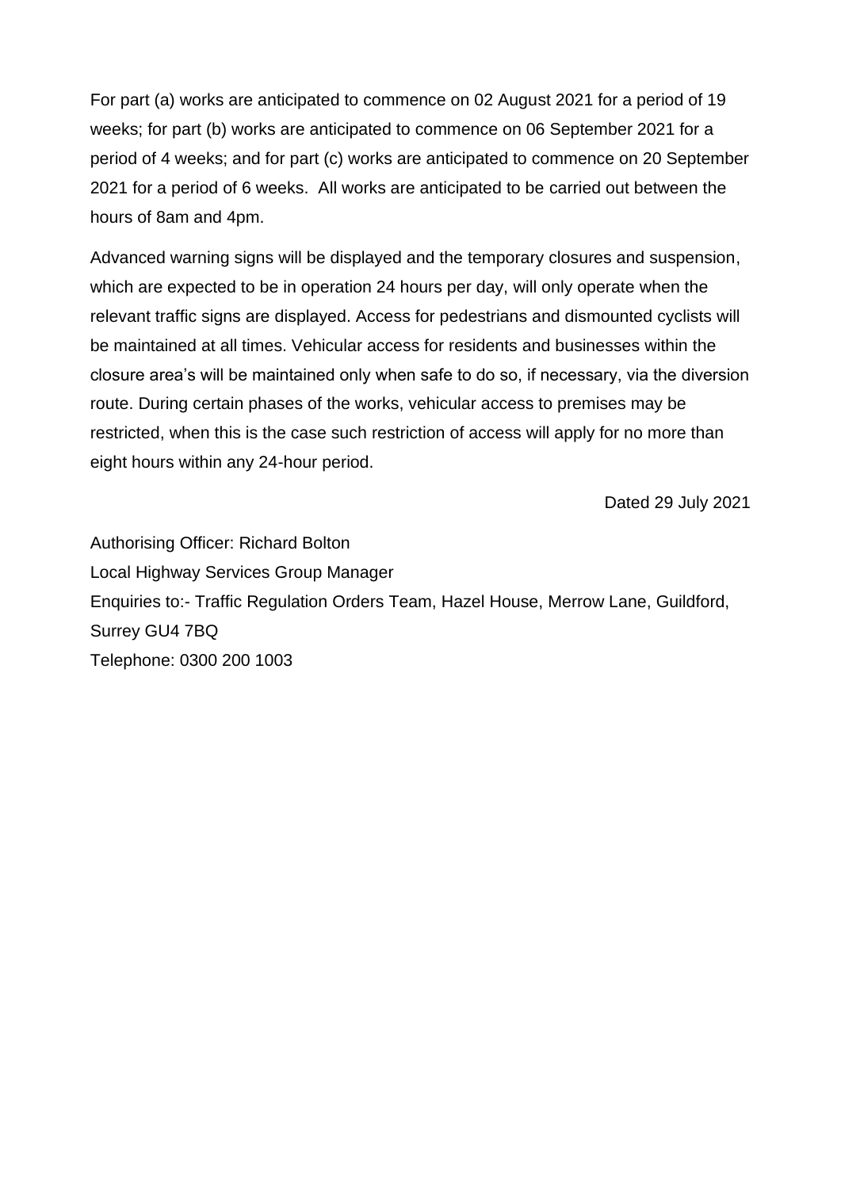For part (a) works are anticipated to commence on 02 August 2021 for a period of 19 weeks; for part (b) works are anticipated to commence on 06 September 2021 for a period of 4 weeks; and for part (c) works are anticipated to commence on 20 September 2021 for a period of 6 weeks. All works are anticipated to be carried out between the hours of 8am and 4pm.

Advanced warning signs will be displayed and the temporary closures and suspension, which are expected to be in operation 24 hours per day, will only operate when the relevant traffic signs are displayed. Access for pedestrians and dismounted cyclists will be maintained at all times. Vehicular access for residents and businesses within the closure area's will be maintained only when safe to do so, if necessary, via the diversion route. During certain phases of the works, vehicular access to premises may be restricted, when this is the case such restriction of access will apply for no more than eight hours within any 24-hour period.

Dated 29 July 2021

Authorising Officer: Richard Bolton
Local Highway Services Group Manager
Enquiries to:- Traffic Regulation Orders Team, Hazel House, Merrow Lane, Guildford, Surrey GU4 7BQ
Telephone: 0300 200 1003